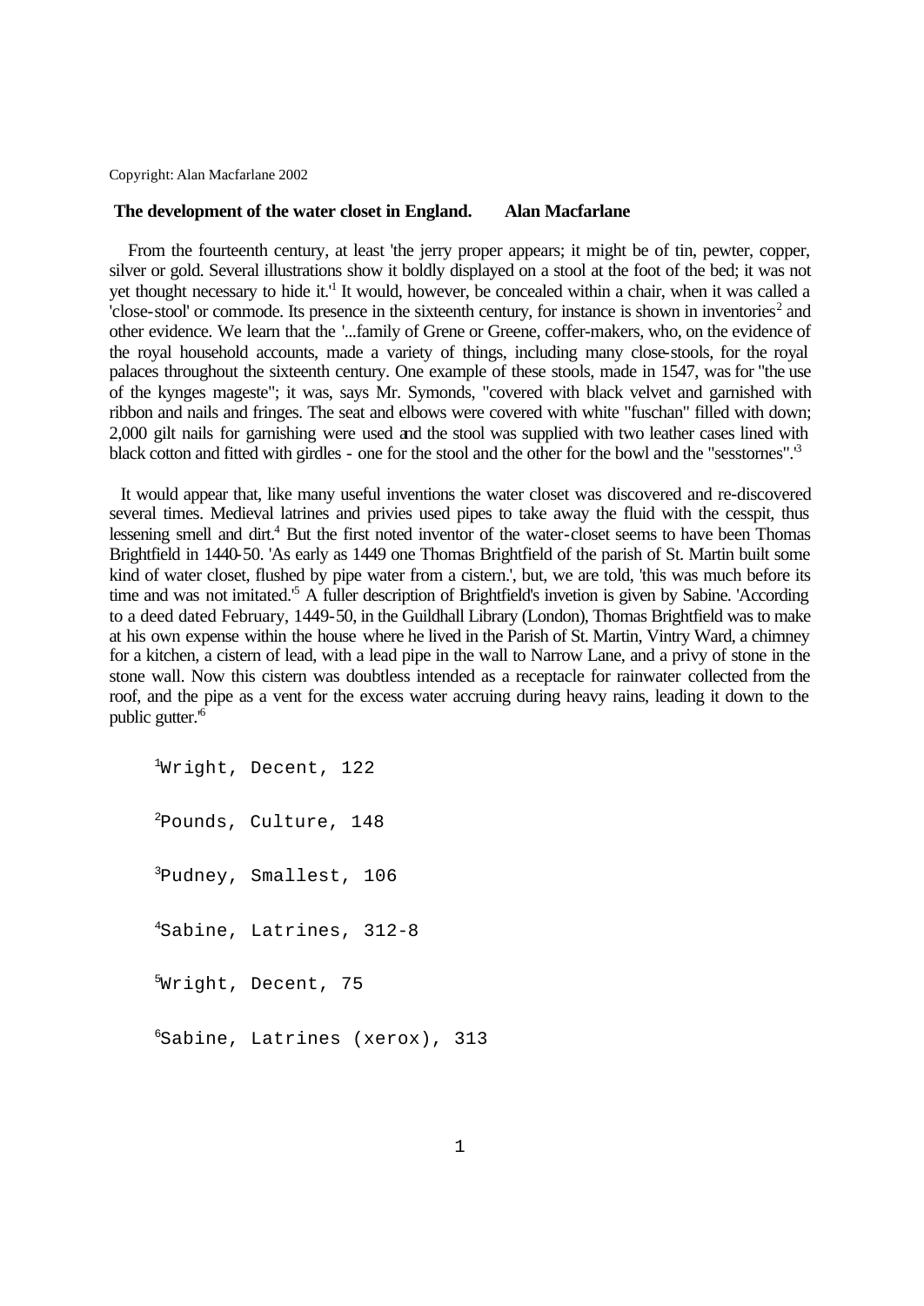Copyright: Alan Macfarlane 2002

**The development of the water closet in England. Alan Macfarlane**

From the fourteenth century, at least 'the jerry proper appears; it might be of tin, pewter, copper, silver or gold. Several illustrations show it boldly displayed on a stool at the foot of the bed; it was not yet thought necessary to hide it.'[1] It would, however, be concealed within a chair, when it was called a 'close-stool' or commode. Its presence in the sixteenth century, for instance is shown in inventories[2] and other evidence. We learn that the '...family of Grene or Greene, coffer-makers, who, on the evidence of the royal household accounts, made a variety of things, including many close-stools, for the royal palaces throughout the sixteenth century. One example of these stools, made in 1547, was for "the use of the kynges mageste"; it was, says Mr. Symonds, "covered with black velvet and garnished with ribbon and nails and fringes. The seat and elbows were covered with white "fuschan" filled with down; 2,000 gilt nails for garnishing were used and the stool was supplied with two leather cases lined with black cotton and fitted with girdles - one for the stool and the other for the bowl and the "sesstornes".'[3]

It would appear that, like many useful inventions the water closet was discovered and re-discovered several times. Medieval latrines and privies used pipes to take away the fluid with the cesspit, thus lessening smell and dirt.[4] But the first noted inventor of the water-closet seems to have been Thomas Brightfield in 1440-50. 'As early as 1449 one Thomas Brightfield of the parish of St. Martin built some kind of water closet, flushed by pipe water from a cistern.', but, we are told, 'this was much before its time and was not imitated.'[5] A fuller description of Brightfield's invetion is given by Sabine. 'According to a deed dated February, 1449-50, in the Guildhall Library (London), Thomas Brightfield was to make at his own expense within the house where he lived in the Parish of St. Martin, Vintry Ward, a chimney for a kitchen, a cistern of lead, with a lead pipe in the wall to Narrow Lane, and a privy of stone in the stone wall. Now this cistern was doubtless intended as a receptacle for rainwater collected from the roof, and the pipe as a vent for the excess water accruing during heavy rains, leading it down to the public gutter.'[6]

[1] Wright, Decent, 122

[2] Pounds, Culture, 148

[3] Pudney, Smallest, 106

[4] Sabine, Latrines, 312-8

[5] Wright, Decent, 75

[6] Sabine, Latrines (xerox), 313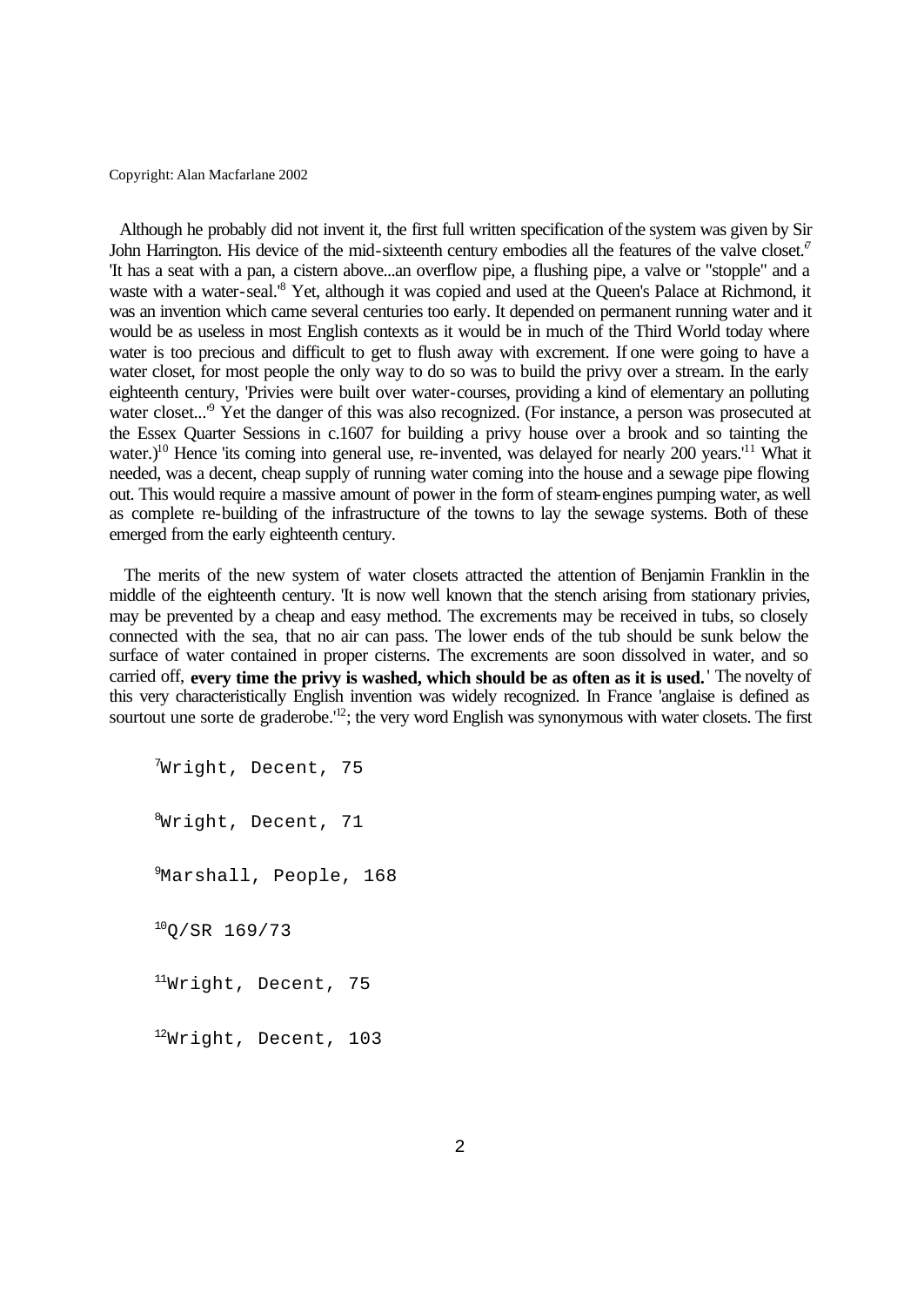Although he probably did not invent it, the first full written specification of the system was given by Sir John Harrington. His device of the mid-sixteenth century embodies all the features of the valve closet.[7] 'It has a seat with a pan, a cistern above...an overflow pipe, a flushing pipe, a valve or "stopple" and a waste with a water-seal.'[8] Yet, although it was copied and used at the Queen's Palace at Richmond, it was an invention which came several centuries too early. It depended on permanent running water and it would be as useless in most English contexts as it would be in much of the Third World today where water is too precious and difficult to get to flush away with excrement. If one were going to have a water closet, for most people the only way to do so was to build the privy over a stream. In the early eighteenth century, 'Privies were built over water-courses, providing a kind of elementary an polluting water closet...'[9] Yet the danger of this was also recognized. (For instance, a person was prosecuted at the Essex Quarter Sessions in c.1607 for building a privy house over a brook and so tainting the water.)[10] Hence 'its coming into general use, re-invented, was delayed for nearly 200 years.'[11] What it needed, was a decent, cheap supply of running water coming into the house and a sewage pipe flowing out. This would require a massive amount of power in the form of steam-engines pumping water, as well as complete re-building of the infrastructure of the towns to lay the sewage systems. Both of these emerged from the early eighteenth century.

The merits of the new system of water closets attracted the attention of Benjamin Franklin in the middle of the eighteenth century. 'It is now well known that the stench arising from stationary privies, may be prevented by a cheap and easy method. The excrements may be received in tubs, so closely connected with the sea, that no air can pass. The lower ends of the tub should be sunk below the surface of water contained in proper cisterns. The excrements are soon dissolved in water, and so carried off, **every time the privy is washed, which should be as often as it is used.**' The novelty of this very characteristically English invention was widely recognized. In France 'anglaise is defined as sourtout une sorte de graderobe.'[12]; the very word English was synonymous with water closets. The first

[7] Wright, Decent, 75

[8] Wright, Decent, 71

[9] Marshall, People, 168

[10] Q/SR 169/73

[11] Wright, Decent, 75

[12] Wright, Decent, 103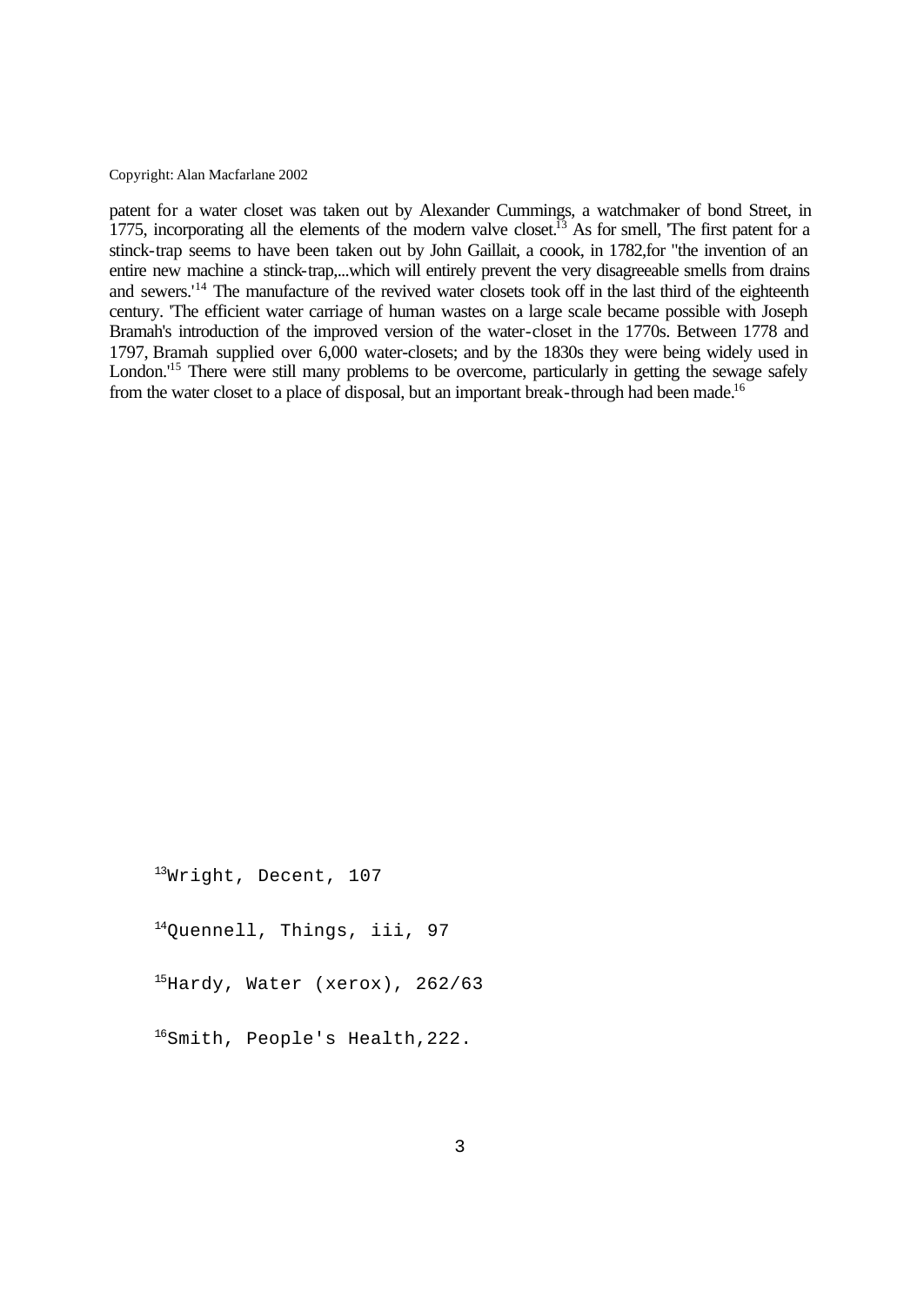patent for a water closet was taken out by Alexander Cummings, a watchmaker of bond Street, in 1775, incorporating all the elements of the modern valve closet.[13] As for smell, 'The first patent for a stinck-trap seems to have been taken out by John Gaillait, a coook, in 1782,for "the invention of an entire new machine a stinck-trap,...which will entirely prevent the very disagreeable smells from drains and sewers.'[14] The manufacture of the revived water closets took off in the last third of the eighteenth century. 'The efficient water carriage of human wastes on a large scale became possible with Joseph Bramah's introduction of the improved version of the water-closet in the 1770s. Between 1778 and 1797, Bramah supplied over 6,000 water-closets; and by the 1830s they were being widely used in London.'[15] There were still many problems to be overcome, particularly in getting the sewage safely from the water closet to a place of disposal, but an important break-through had been made.[16]

[13]Wright, Decent, 107

[14]Quennell, Things, iii, 97

[15]Hardy, Water (xerox), 262/63

[16]Smith, People's Health,222.